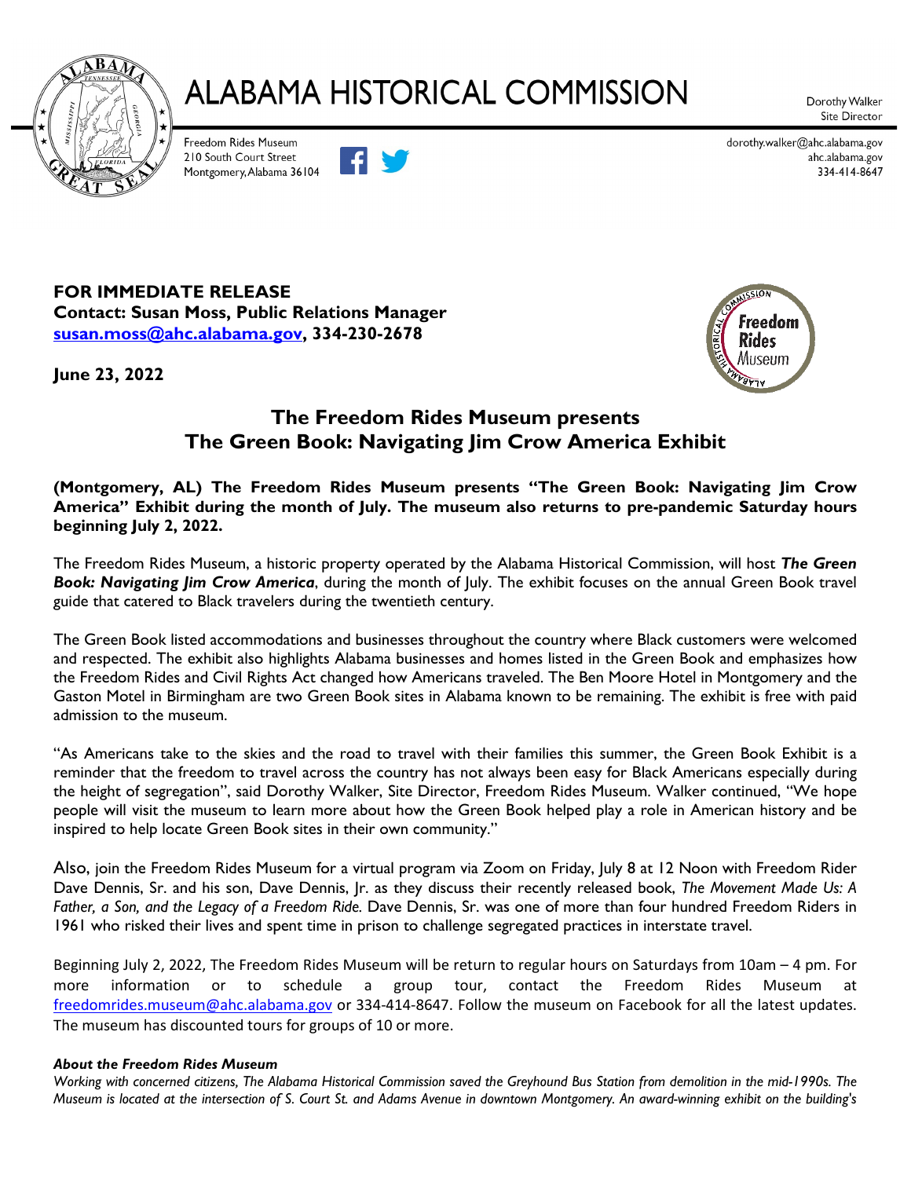# ALABAMA HISTORICAL COMMISSION

Freedom Rides Museum
210 South Court Street
Montgomery, Alabama 36104

Dorothy Walker
Site Director
dorothy.walker@ahc.alabama.gov
ahc.alabama.gov
334-414-8647

**FOR IMMEDIATE RELEASE**
**Contact: Susan Moss, Public Relations Manager**
**susan.moss@ahc.alabama.gov, 334-230-2678**

**June 23, 2022**

## The Freedom Rides Museum presents The Green Book: Navigating Jim Crow America Exhibit

**(Montgomery, AL) The Freedom Rides Museum presents "The Green Book: Navigating Jim Crow America" Exhibit during the month of July. The museum also returns to pre-pandemic Saturday hours beginning July 2, 2022.**

The Freedom Rides Museum, a historic property operated by the Alabama Historical Commission, will host ***The Green Book: Navigating Jim Crow America***, during the month of July. The exhibit focuses on the annual Green Book travel guide that catered to Black travelers during the twentieth century.

The Green Book listed accommodations and businesses throughout the country where Black customers were welcomed and respected. The exhibit also highlights Alabama businesses and homes listed in the Green Book and emphasizes how the Freedom Rides and Civil Rights Act changed how Americans traveled. The Ben Moore Hotel in Montgomery and the Gaston Motel in Birmingham are two Green Book sites in Alabama known to be remaining. The exhibit is free with paid admission to the museum.

"As Americans take to the skies and the road to travel with their families this summer, the Green Book Exhibit is a reminder that the freedom to travel across the country has not always been easy for Black Americans especially during the height of segregation", said Dorothy Walker, Site Director, Freedom Rides Museum. Walker continued, "We hope people will visit the museum to learn more about how the Green Book helped play a role in American history and be inspired to help locate Green Book sites in their own community."

Also, join the Freedom Rides Museum for a virtual program via Zoom on Friday, July 8 at 12 Noon with Freedom Rider Dave Dennis, Sr. and his son, Dave Dennis, Jr. as they discuss their recently released book, *The Movement Made Us: A Father, a Son, and the Legacy of a Freedom Ride.* Dave Dennis, Sr. was one of more than four hundred Freedom Riders in 1961 who risked their lives and spent time in prison to challenge segregated practices in interstate travel.

Beginning July 2, 2022, The Freedom Rides Museum will be return to regular hours on Saturdays from 10am – 4 pm. For more information or to schedule a group tour, contact the Freedom Rides Museum at freedomrides.museum@ahc.alabama.gov or 334-414-8647. Follow the museum on Facebook for all the latest updates. The museum has discounted tours for groups of 10 or more.

***About the Freedom Rides Museum***

*Working with concerned citizens, The Alabama Historical Commission saved the Greyhound Bus Station from demolition in the mid-1990s. The Museum is located at the intersection of S. Court St. and Adams Avenue in downtown Montgomery. An award-winning exhibit on the building's*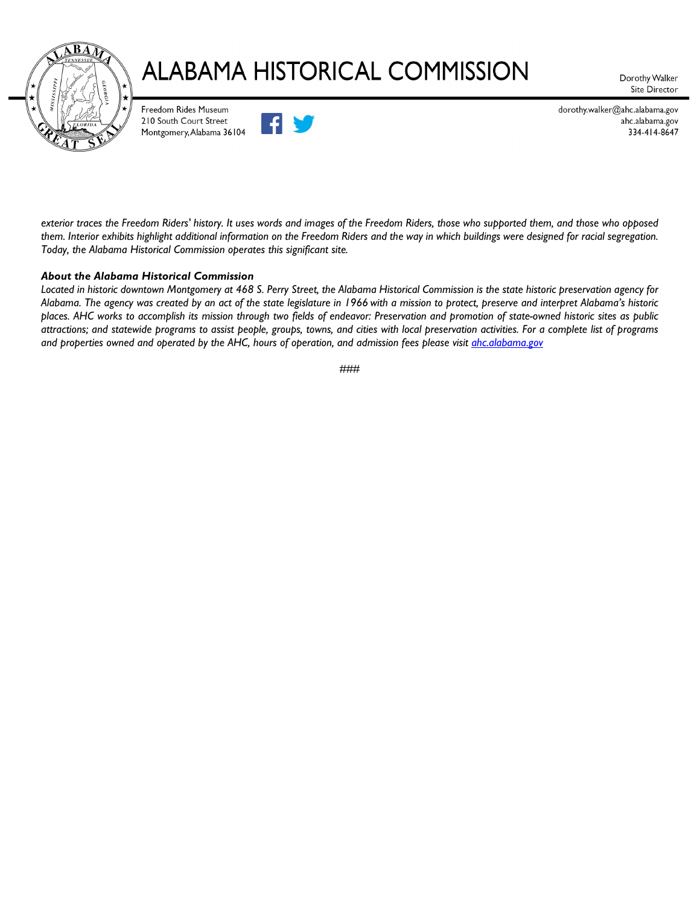*exterior traces the Freedom Riders' history. It uses words and images of the Freedom Riders, those who supported them, and those who opposed them. Interior exhibits highlight additional information on the Freedom Riders and the way in which buildings were designed for racial segregation. Today, the Alabama Historical Commission operates this significant site.*

***About the Alabama Historical Commission***

*Located in historic downtown Montgomery at 468 S. Perry Street, the Alabama Historical Commission is the state historic preservation agency for Alabama. The agency was created by an act of the state legislature in 1966 with a mission to protect, preserve and interpret Alabama's historic places. AHC works to accomplish its mission through two fields of endeavor: Preservation and promotion of state-owned historic sites as public attractions; and statewide programs to assist people, groups, towns, and cities with local preservation activities. For a complete list of programs and properties owned and operated by the AHC, hours of operation, and admission fees please visit [ahc.alabama.gov](ahc.alabama.gov)*

###